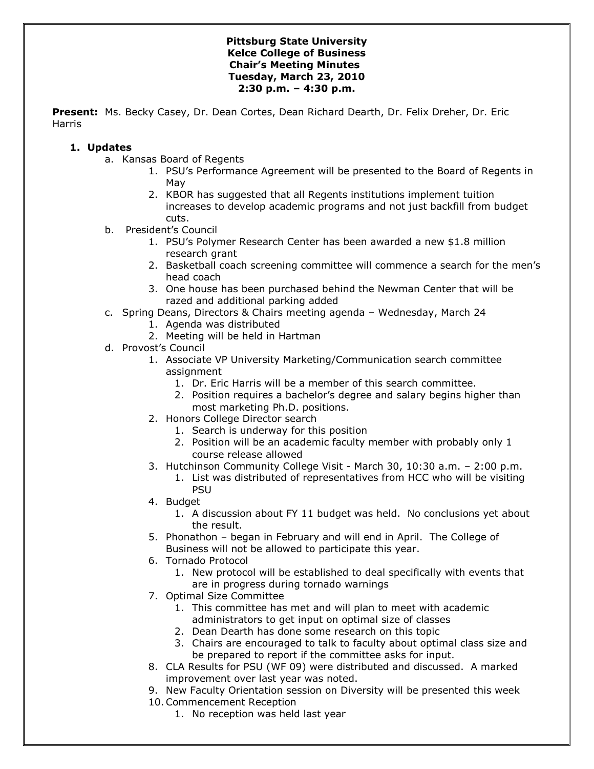**Pittsburg State University**
**Kelce College of Business**
**Chair's Meeting Minutes**
**Tuesday, March 23, 2010**
**2:30 p.m. – 4:30 p.m.**

**Present:** Ms. Becky Casey, Dr. Dean Cortes, Dean Richard Dearth, Dr. Felix Dreher, Dr. Eric Harris

1. **Updates**
   a. Kansas Board of Regents
      1. PSU's Performance Agreement will be presented to the Board of Regents in May
      2. KBOR has suggested that all Regents institutions implement tuition increases to develop academic programs and not just backfill from budget cuts.

   b. President's Council
      1. PSU's Polymer Research Center has been awarded a new $1.8 million research grant
      2. Basketball coach screening committee will commence a search for the men's head coach
      3. One house has been purchased behind the Newman Center that will be razed and additional parking added

   c. Spring Deans, Directors & Chairs meeting agenda – Wednesday, March 24
      1. Agenda was distributed
      2. Meeting will be held in Hartman

   d. Provost's Council
      1. Associate VP University Marketing/Communication search committee assignment
         1. Dr. Eric Harris will be a member of this search committee.
         2. Position requires a bachelor's degree and salary begins higher than most marketing Ph.D. positions.
      2. Honors College Director search
         1. Search is underway for this position
         2. Position will be an academic faculty member with probably only 1 course release allowed
      3. Hutchinson Community College Visit - March 30, 10:30 a.m. – 2:00 p.m.
         1. List was distributed of representatives from HCC who will be visiting PSU
      4. Budget
         1. A discussion about FY 11 budget was held. No conclusions yet about the result.
      5. Phonathon – began in February and will end in April. The College of Business will not be allowed to participate this year.
      6. Tornado Protocol
         1. New protocol will be established to deal specifically with events that are in progress during tornado warnings
      7. Optimal Size Committee
         1. This committee has met and will plan to meet with academic administrators to get input on optimal size of classes
         2. Dean Dearth has done some research on this topic
         3. Chairs are encouraged to talk to faculty about optimal class size and be prepared to report if the committee asks for input.
      8. CLA Results for PSU (WF 09) were distributed and discussed. A marked improvement over last year was noted.
      9. New Faculty Orientation session on Diversity will be presented this week
      10. Commencement Reception
          1. No reception was held last year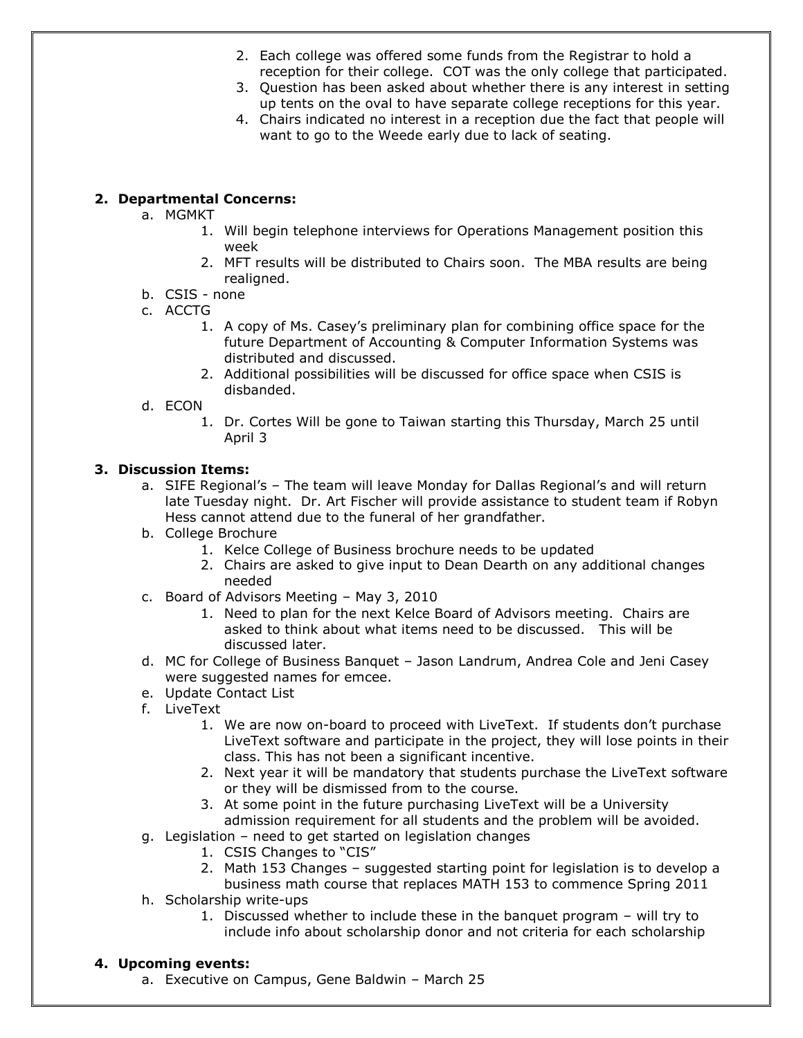2. Each college was offered some funds from the Registrar to hold a reception for their college. COT was the only college that participated.
3. Question has been asked about whether there is any interest in setting up tents on the oval to have separate college receptions for this year.
4. Chairs indicated no interest in a reception due the fact that people will want to go to the Weede early due to lack of seating.

**2. Departmental Concerns:**

a. MGMKT
   1. Will begin telephone interviews for Operations Management position this week
   2. MFT results will be distributed to Chairs soon. The MBA results are being realigned.

b. CSIS - none

c. ACCTG
   1. A copy of Ms. Casey's preliminary plan for combining office space for the future Department of Accounting & Computer Information Systems was distributed and discussed.
   2. Additional possibilities will be discussed for office space when CSIS is disbanded.

d. ECON
   1. Dr. Cortes Will be gone to Taiwan starting this Thursday, March 25 until April 3

**3. Discussion Items:**

a. SIFE Regional's – The team will leave Monday for Dallas Regional's and will return late Tuesday night. Dr. Art Fischer will provide assistance to student team if Robyn Hess cannot attend due to the funeral of her grandfather.

b. College Brochure
   1. Kelce College of Business brochure needs to be updated
   2. Chairs are asked to give input to Dean Dearth on any additional changes needed

c. Board of Advisors Meeting – May 3, 2010
   1. Need to plan for the next Kelce Board of Advisors meeting. Chairs are asked to think about what items need to be discussed. This will be discussed later.

d. MC for College of Business Banquet – Jason Landrum, Andrea Cole and Jeni Casey were suggested names for emcee.

e. Update Contact List

f. LiveText
   1. We are now on-board to proceed with LiveText. If students don't purchase LiveText software and participate in the project, they will lose points in their class. This has not been a significant incentive.
   2. Next year it will be mandatory that students purchase the LiveText software or they will be dismissed from to the course.
   3. At some point in the future purchasing LiveText will be a University admission requirement for all students and the problem will be avoided.

g. Legislation – need to get started on legislation changes
   1. CSIS Changes to "CIS"
   2. Math 153 Changes – suggested starting point for legislation is to develop a business math course that replaces MATH 153 to commence Spring 2011

h. Scholarship write-ups
   1. Discussed whether to include these in the banquet program – will try to include info about scholarship donor and not criteria for each scholarship

**4. Upcoming events:**

a. Executive on Campus, Gene Baldwin – March 25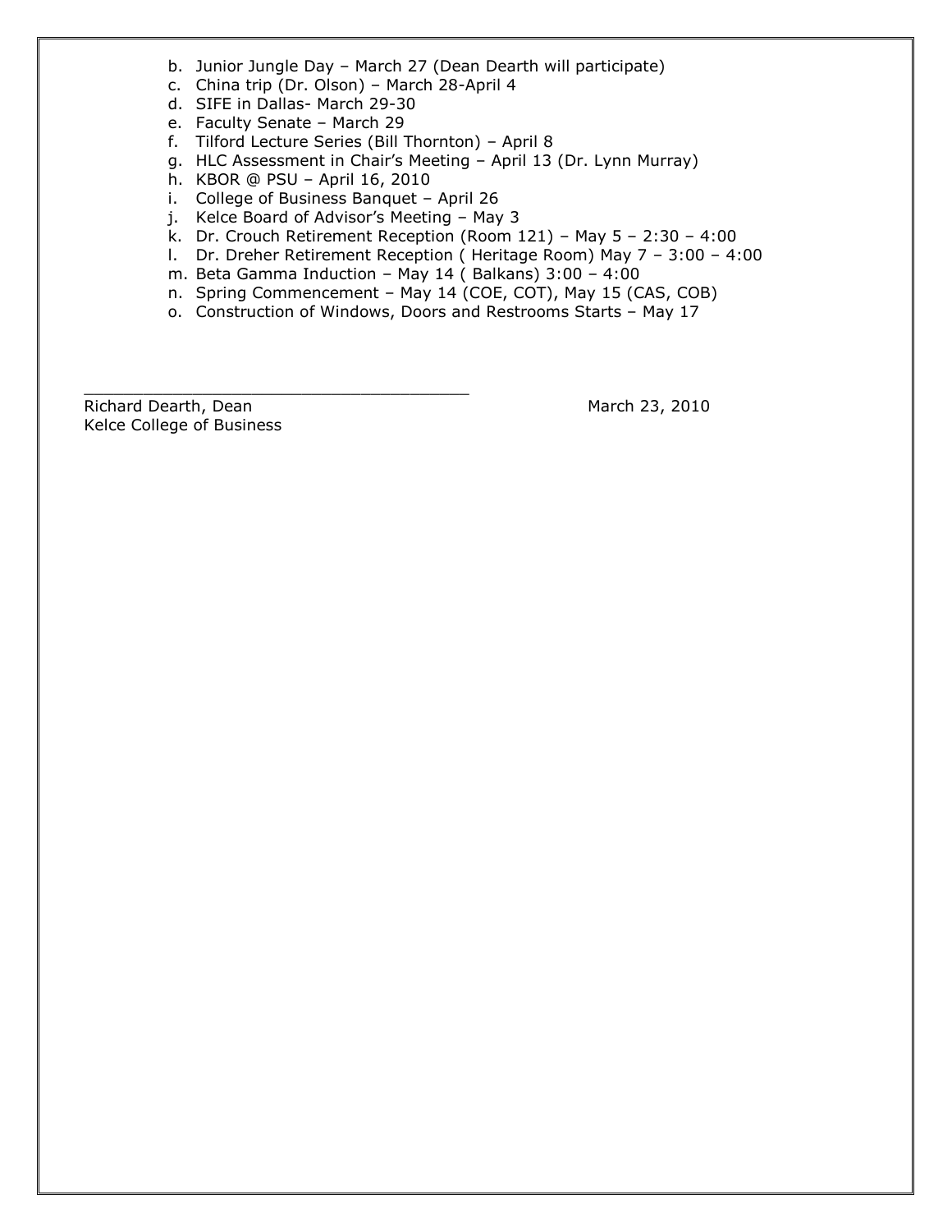b. Junior Jungle Day – March 27 (Dean Dearth will participate)
c. China trip (Dr. Olson) – March 28-April 4
d. SIFE in Dallas- March 29-30
e. Faculty Senate – March 29
f. Tilford Lecture Series (Bill Thornton) – April 8
g. HLC Assessment in Chair's Meeting – April 13 (Dr. Lynn Murray)
h. KBOR @ PSU – April 16, 2010
i. College of Business Banquet – April 26
j. Kelce Board of Advisor's Meeting – May 3
k. Dr. Crouch Retirement Reception (Room 121) – May 5 – 2:30 – 4:00
l. Dr. Dreher Retirement Reception ( Heritage Room) May 7 – 3:00 – 4:00
m. Beta Gamma Induction – May 14 ( Balkans) 3:00 – 4:00
n. Spring Commencement – May 14 (COE, COT), May 15 (CAS, COB)
o. Construction of Windows, Doors and Restrooms Starts – May 17

________________________________________

Richard Dearth, Dean

Kelce College of Business

March 23, 2010